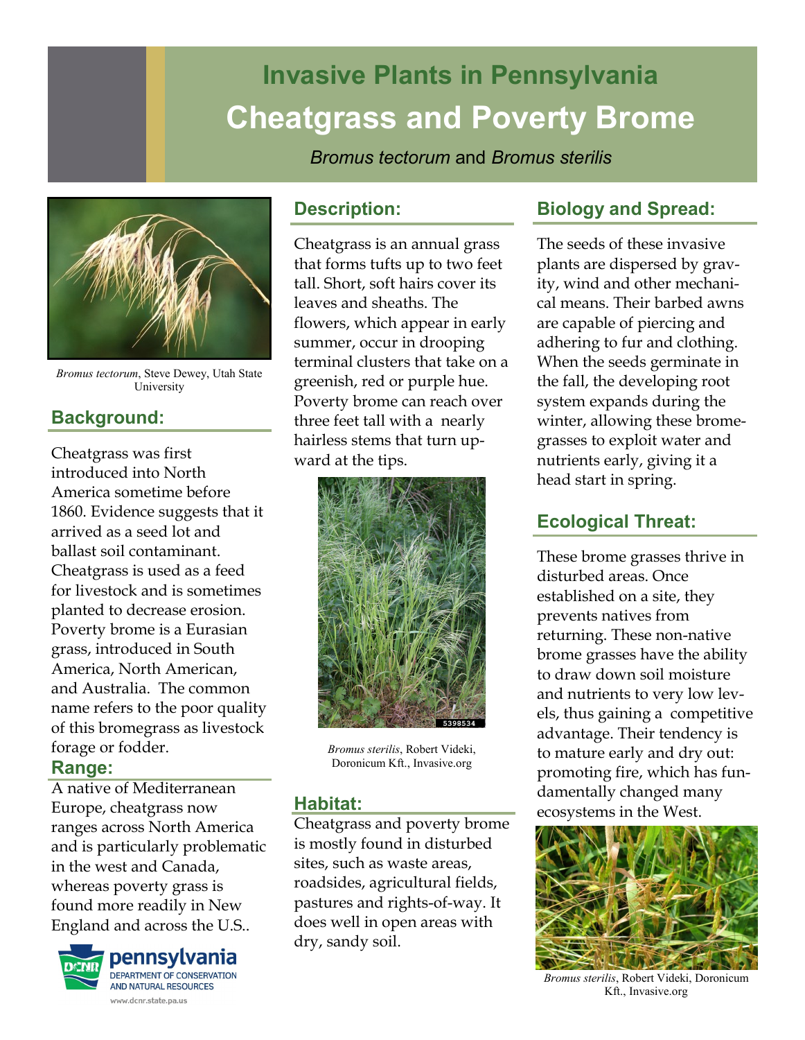# Invasive Plants in Pennsylvania

# Cheatgrass and Poverty Brome

*Bromus tectorum* and *Bromus sterilis*

*Bromus tectorum*, Steve Dewey, Utah State University

## Background:

Cheatgrass was first introduced into North America sometime before 1860. Evidence suggests that it arrived as a seed lot and ballast soil contaminant. Cheatgrass is used as a feed for livestock and is sometimes planted to decrease erosion. Poverty brome is a Eurasian grass, introduced in South America, North American, and Australia. The common name refers to the poor quality of this bromegrass as livestock forage or fodder.

## Range:

A native of Mediterranean Europe, cheatgrass now ranges across North America and is particularly problematic in the west and Canada, whereas poverty grass is found more readily in New England and across the U.S..

## Description:

Cheatgrass is an annual grass that forms tufts up to two feet tall. Short, soft hairs cover its leaves and sheaths. The flowers, which appear in early summer, occur in drooping terminal clusters that take on a greenish, red or purple hue. Poverty brome can reach over three feet tall with a nearly hairless stems that turn upward at the tips.

*Bromus sterilis*, Robert Videki, Doronicum Kft., Invasive.org

## Habitat:

Cheatgrass and poverty brome is mostly found in disturbed sites, such as waste areas, roadsides, agricultural fields, pastures and rights-of-way. It does well in open areas with dry, sandy soil.

## Biology and Spread:

The seeds of these invasive plants are dispersed by gravity, wind and other mechanical means. Their barbed awns are capable of piercing and adhering to fur and clothing. When the seeds germinate in the fall, the developing root system expands during the winter, allowing these brome-grasses to exploit water and nutrients early, giving it a head start in spring.

## Ecological Threat:

These brome grasses thrive in disturbed areas. Once established on a site, they prevents natives from returning. These non-native brome grasses have the ability to draw down soil moisture and nutrients to very low levels, thus gaining a competitive advantage. Their tendency is to mature early and dry out: promoting fire, which has fundamentally changed many ecosystems in the West.

*Bromus sterilis*, Robert Videki, Doronicum Kft., Invasive.org

pennsylvania DEPARTMENT OF CONSERVATION AND NATURAL RESOURCES

www.dcnr.state.pa.us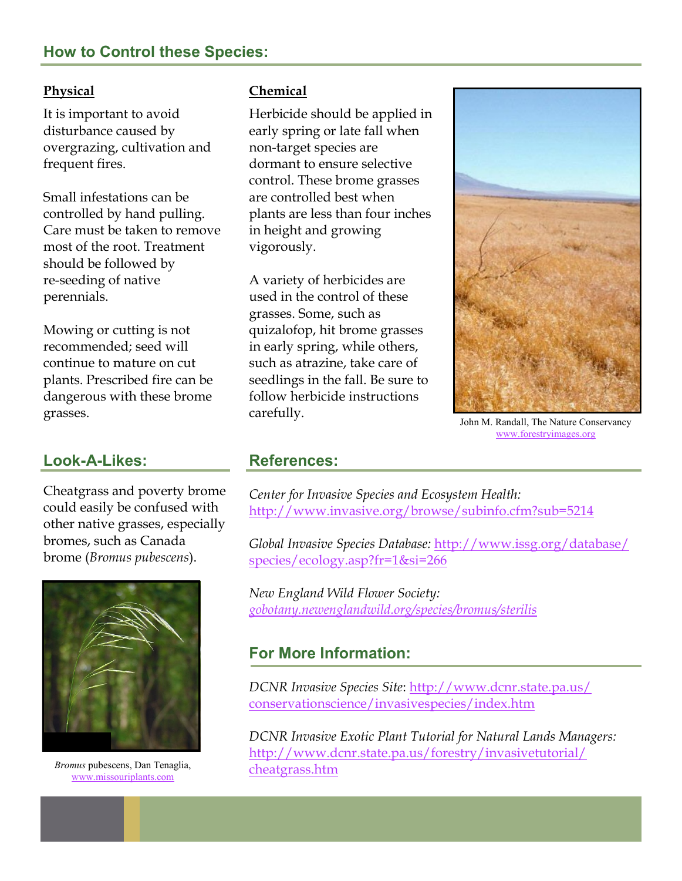## How to Control these Species:

**Physical**

It is important to avoid disturbance caused by overgrazing, cultivation and frequent fires.

Small infestations can be controlled by hand pulling. Care must be taken to remove most of the root. Treatment should be followed by re-seeding of native perennials.

Mowing or cutting is not recommended; seed will continue to mature on cut plants. Prescribed fire can be dangerous with these brome grasses.

**Chemical**

Herbicide should be applied in early spring or late fall when non-target species are dormant to ensure selective control. These brome grasses are controlled best when plants are less than four inches in height and growing vigorously.

A variety of herbicides are used in the control of these grasses. Some, such as quizalofop, hit brome grasses in early spring, while others, such as atrazine, take care of seedlings in the fall. Be sure to follow herbicide instructions carefully.

John M. Randall, The Nature Conservancy
www.forestryimages.org

## Look-A-Likes:

Cheatgrass and poverty brome could easily be confused with other native grasses, especially bromes, such as Canada brome (*Bromus pubescens*).

*Bromus* pubescens, Dan Tenaglia, www.missouriplants.com

## References:

*Center for Invasive Species and Ecosystem Health:* http://www.invasive.org/browse/subinfo.cfm?sub=5214

*Global Invasive Species Database:* http://www.issg.org/database/species/ecology.asp?fr=1&si=266

*New England Wild Flower Society:* *gobotany.newenglandwild.org/species/bromus/sterilis*

## For More Information:

*DCNR Invasive Species Site*: http://www.dcnr.state.pa.us/conservationscience/invasivespecies/index.htm

*DCNR Invasive Exotic Plant Tutorial for Natural Lands Managers:* http://www.dcnr.state.pa.us/forestry/invasivetutorial/cheatgrass.htm